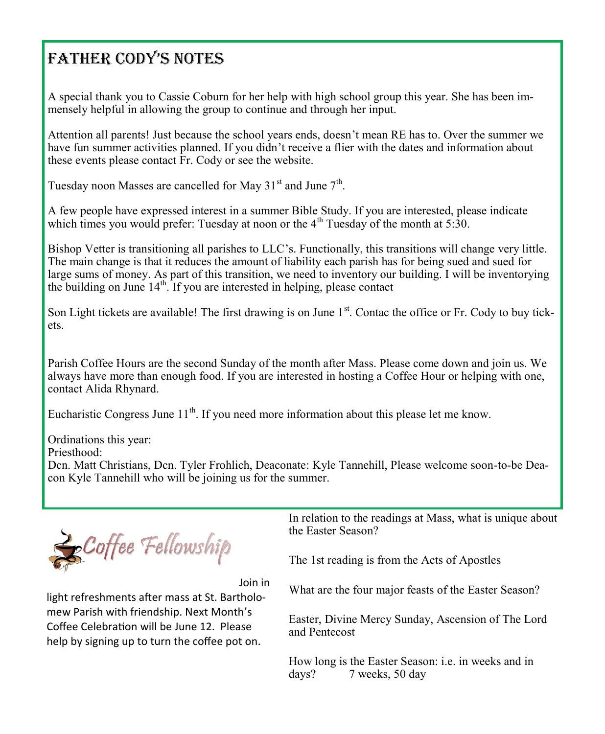# Father Cody's Notes

A special thank you to Cassie Coburn for her help with high school group this year. She has been immensely helpful in allowing the group to continue and through her input.

Attention all parents! Just because the school years ends, doesn't mean RE has to. Over the summer we have fun summer activities planned. If you didn't receive a flier with the dates and information about these events please contact Fr. Cody or see the website.

Tuesday noon Masses are cancelled for May 31st and June 7th.

A few people have expressed interest in a summer Bible Study. If you are interested, please indicate which times you would prefer: Tuesday at noon or the 4th Tuesday of the month at 5:30.

Bishop Vetter is transitioning all parishes to LLC's. Functionally, this transitions will change very little. The main change is that it reduces the amount of liability each parish has for being sued and sued for large sums of money. As part of this transition, we need to inventory our building. I will be inventorying the building on June 14th. If you are interested in helping, please contact

Son Light tickets are available! The first drawing is on June 1st. Contac the office or Fr. Cody to buy tickets.

Parish Coffee Hours are the second Sunday of the month after Mass. Please come down and join us. We always have more than enough food. If you are interested in hosting a Coffee Hour or helping with one, contact Alida Rhynard.

Eucharistic Congress June 11th. If you need more information about this please let me know.

Ordinations this year:
Priesthood:
Dcn. Matt Christians, Dcn. Tyler Frohlich, Deaconate: Kyle Tannehill, Please welcome soon-to-be Deacon Kyle Tannehill who will be joining us for the summer.

## Coffee Fellowship

Join in light refreshments after mass at St. Bartholomew Parish with friendship. Next Month's Coffee Celebration will be June 12. Please help by signing up to turn the coffee pot on.

In relation to the readings at Mass, what is unique about the Easter Season?

The 1st reading is from the Acts of Apostles

What are the four major feasts of the Easter Season?

Easter, Divine Mercy Sunday, Ascension of The Lord and Pentecost

How long is the Easter Season: i.e. in weeks and in days? 7 weeks, 50 day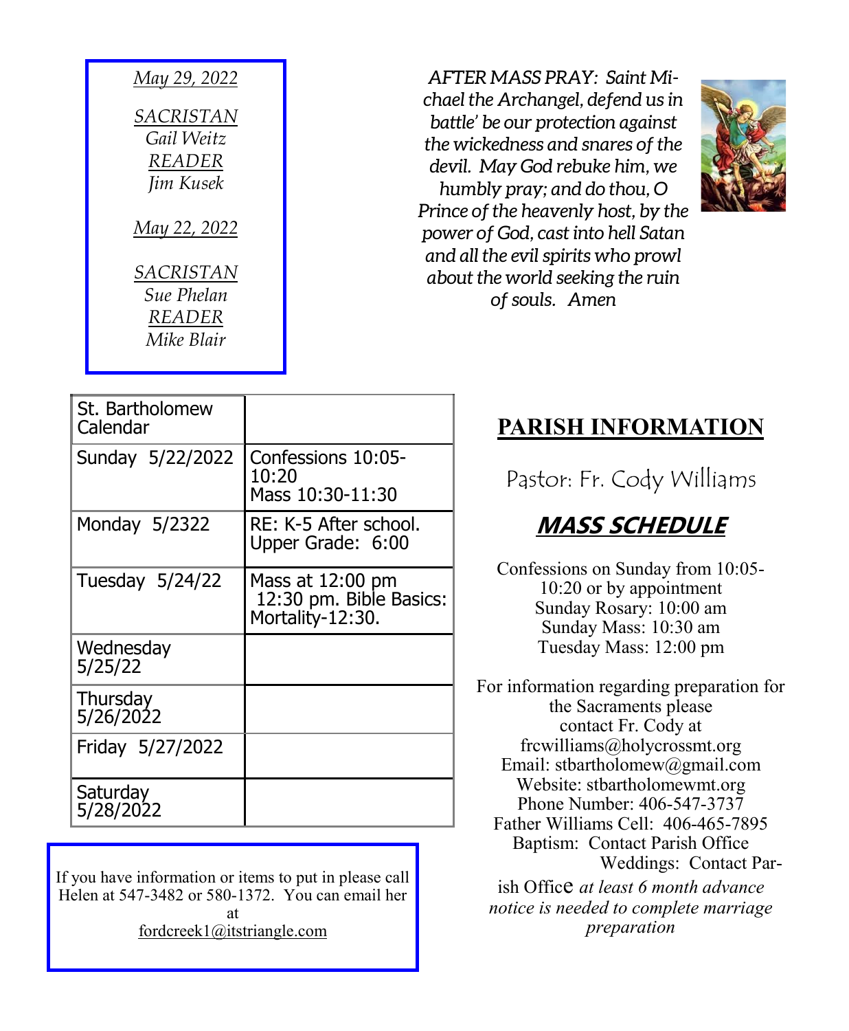*May 29, 2022*

*SACRISTAN*
*Gail Weitz*
*READER*
*Jim Kusek*

*May 22, 2022*

*SACRISTAN*
*Sue Phelan*
*READER*
*Mike Blair*

*AFTER MASS PRAY: Saint Michael the Archangel, defend us in battle' be our protection against the wickedness and snares of the devil. May God rebuke him, we humbly pray; and do thou, O Prince of the heavenly host, by the power of God, cast into hell Satan and all the evil spirits who prowl about the world seeking the ruin of souls. Amen*

| St. Bartholomew Calendar | |
|---|---|
| Sunday 5/22/2022 | Confessions 10:05-10:20 Mass 10:30-11:30 |
| Monday 5/2322 | RE: K-5 After school. Upper Grade: 6:00 |
| Tuesday 5/24/22 | Mass at 12:00 pm 12:30 pm. Bible Basics: Mortality-12:30. |
| Wednesday 5/25/22 | |
| Thursday 5/26/2022 | |
| Friday 5/27/2022 | |
| Saturday 5/28/2022 | |

If you have information or items to put in please call Helen at 547-3482 or 580-1372. You can email her at fordcreek1@itstriangle.com

## PARISH INFORMATION

Pastor: Fr. Cody Williams

### MASS SCHEDULE

Confessions on Sunday from 10:05-10:20 or by appointment
Sunday Rosary: 10:00 am
Sunday Mass: 10:30 am
Tuesday Mass: 12:00 pm

For information regarding preparation for the Sacraments please contact Fr. Cody at frcwilliams@holycrossmt.org
Email: stbartholomew@gmail.com
Website: stbartholomewmt.org
Phone Number: 406-547-3737
Father Williams Cell: 406-465-7895
Baptism: Contact Parish Office
Weddings: Contact Parish Office *at least 6 month advance notice is needed to complete marriage preparation*